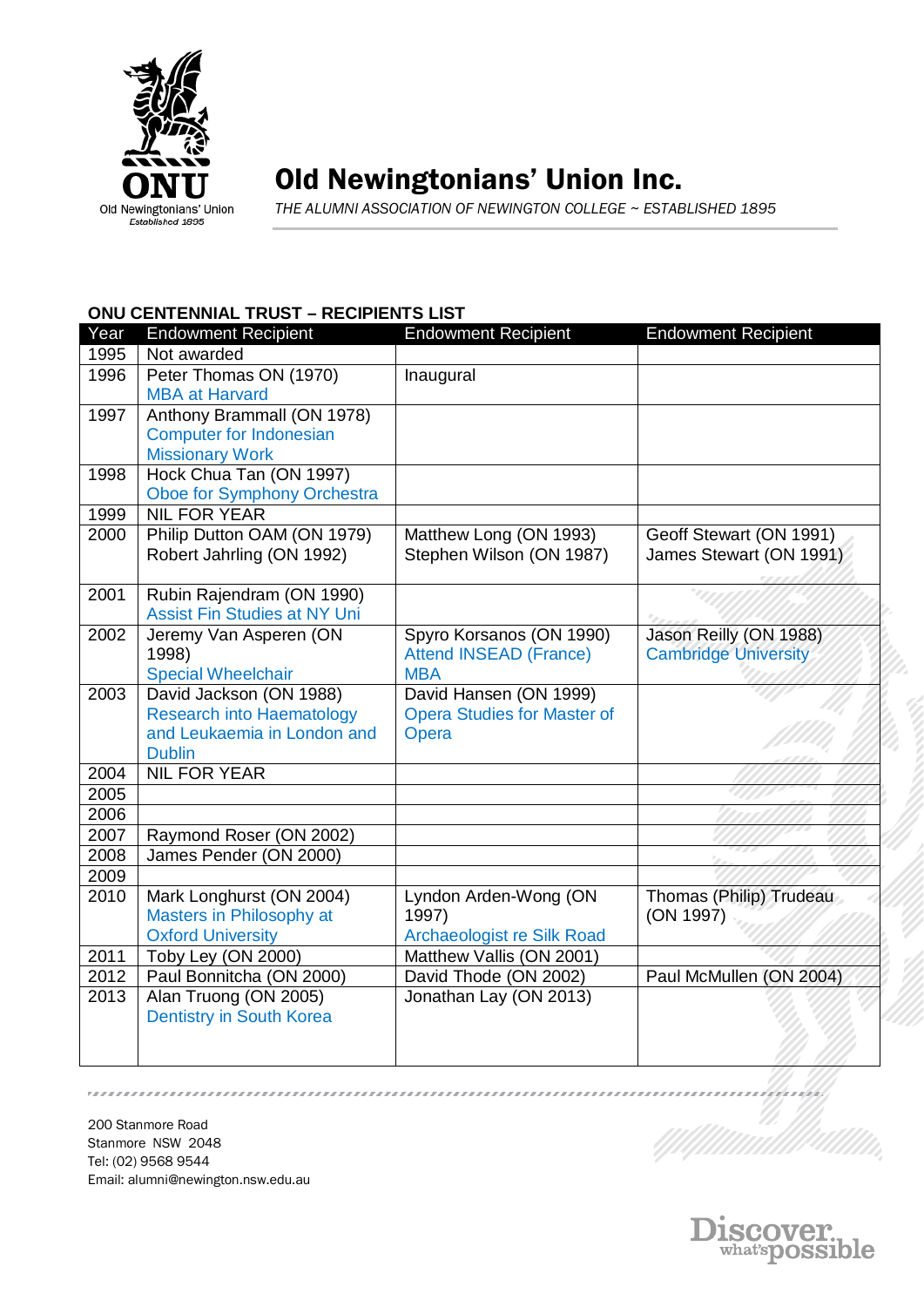# Old Newingtonians' Union Inc.

*THE ALUMNI ASSOCIATION OF NEWINGTON COLLEGE ~ ESTABLISHED 1895*

**ONU CENTENNIAL TRUST – RECIPIENTS LIST**

| Year | Endowment Recipient | Endowment Recipient | Endowment Recipient |
|---|---|---|---|
| 1995 | Not awarded | | |
| 1996 | Peter Thomas ON (1970) MBA at Harvard | Inaugural | |
| 1997 | Anthony Brammall (ON 1978) Computer for Indonesian Missionary Work | | |
| 1998 | Hock Chua Tan (ON 1997) Oboe for Symphony Orchestra | | |
| 1999 | NIL FOR YEAR | | |
| 2000 | Philip Dutton OAM (ON 1979) Robert Jahrling (ON 1992) | Matthew Long (ON 1993) Stephen Wilson (ON 1987) | Geoff Stewart (ON 1991) James Stewart (ON 1991) |
| 2001 | Rubin Rajendram (ON 1990) Assist Fin Studies at NY Uni | | |
| 2002 | Jeremy Van Asperen (ON 1998) Special Wheelchair | Spyro Korsanos (ON 1990) Attend INSEAD (France) MBA | Jason Reilly (ON 1988) Cambridge University |
| 2003 | David Jackson (ON 1988) Research into Haematology and Leukaemia in London and Dublin | David Hansen (ON 1999) Opera Studies for Master of Opera | |
| 2004 | NIL FOR YEAR | | |
| 2005 | | | |
| 2006 | | | |
| 2007 | Raymond Roser (ON 2002) | | |
| 2008 | James Pender (ON 2000) | | |
| 2009 | | | |
| 2010 | Mark Longhurst (ON 2004) Masters in Philosophy at Oxford University | Lyndon Arden-Wong (ON 1997) Archaeologist re Silk Road | Thomas (Philip) Trudeau (ON 1997) |
| 2011 | Toby Ley (ON 2000) | Matthew Vallis (ON 2001) | |
| 2012 | Paul Bonnitcha (ON 2000) | David Thode (ON 2002) | Paul McMullen (ON 2004) |
| 2013 | Alan Truong (ON 2005) Dentistry in South Korea | Jonathan Lay (ON 2013) | |

200 Stanmore Road
Stanmore NSW 2048
Tel: (02) 9568 9544
Email: alumni@newington.nsw.edu.au

Discover what's possible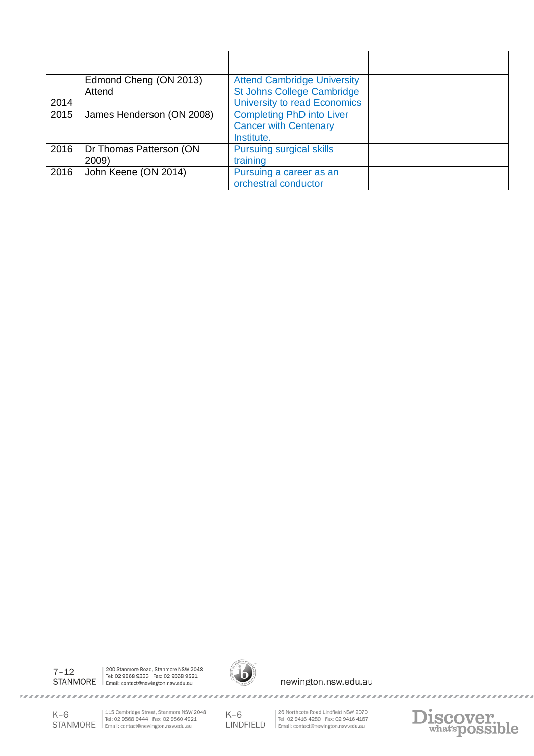| | | | |
|---|---|---|---|
| | | | |
| 2014 | Edmond Cheng (ON 2013) Attend | Attend Cambridge University St Johns College Cambridge University to read Economics | |
| 2015 | James Henderson (ON 2008) | Completing PhD into Liver Cancer with Centenary Institute. | |
| 2016 | Dr Thomas Patterson (ON 2009) | Pursuing surgical skills training | |
| 2016 | John Keene (ON 2014) | Pursuing a career as an orchestral conductor | |